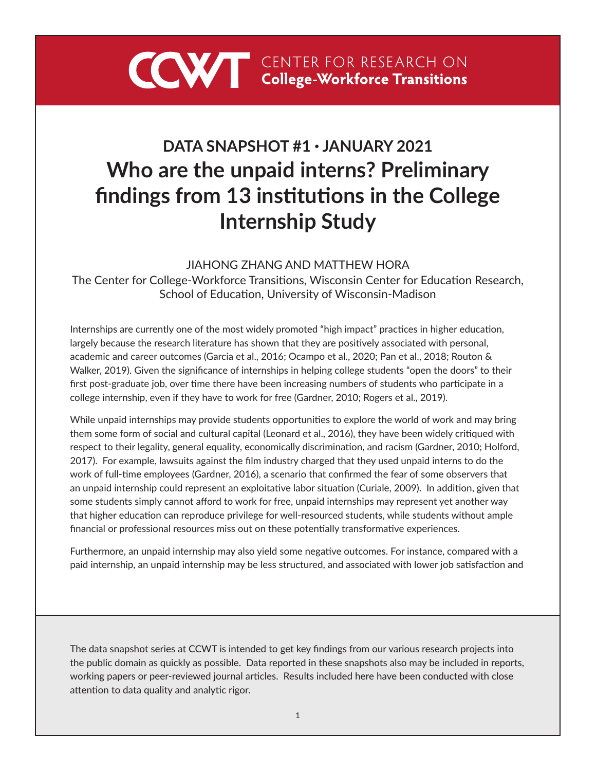CCWT CENTER FOR RESEARCH ON **College-Workforce Transitions**

## DATA SNAPSHOT #1 • JANUARY 2021

# Who are the unpaid interns? Preliminary findings from 13 institutions in the College Internship Study

JIAHONG ZHANG AND MATTHEW HORA

The Center for College-Workforce Transitions, Wisconsin Center for Education Research, School of Education, University of Wisconsin-Madison

Internships are currently one of the most widely promoted "high impact" practices in higher education, largely because the research literature has shown that they are positively associated with personal, academic and career outcomes (Garcia et al., 2016; Ocampo et al., 2020; Pan et al., 2018; Routon & Walker, 2019). Given the significance of internships in helping college students "open the doors" to their first post-graduate job, over time there have been increasing numbers of students who participate in a college internship, even if they have to work for free (Gardner, 2010; Rogers et al., 2019).

While unpaid internships may provide students opportunities to explore the world of work and may bring them some form of social and cultural capital (Leonard et al., 2016), they have been widely critiqued with respect to their legality, general equality, economically discrimination, and racism (Gardner, 2010; Holford, 2017). For example, lawsuits against the film industry charged that they used unpaid interns to do the work of full-time employees (Gardner, 2016), a scenario that confirmed the fear of some observers that an unpaid internship could represent an exploitative labor situation (Curiale, 2009). In addition, given that some students simply cannot afford to work for free, unpaid internships may represent yet another way that higher education can reproduce privilege for well-resourced students, while students without ample financial or professional resources miss out on these potentially transformative experiences.

Furthermore, an unpaid internship may also yield some negative outcomes. For instance, compared with a paid internship, an unpaid internship may be less structured, and associated with lower job satisfaction and

The data snapshot series at CCWT is intended to get key findings from our various research projects into the public domain as quickly as possible. Data reported in these snapshots also may be included in reports, working papers or peer-reviewed journal articles. Results included here have been conducted with close attention to data quality and analytic rigor.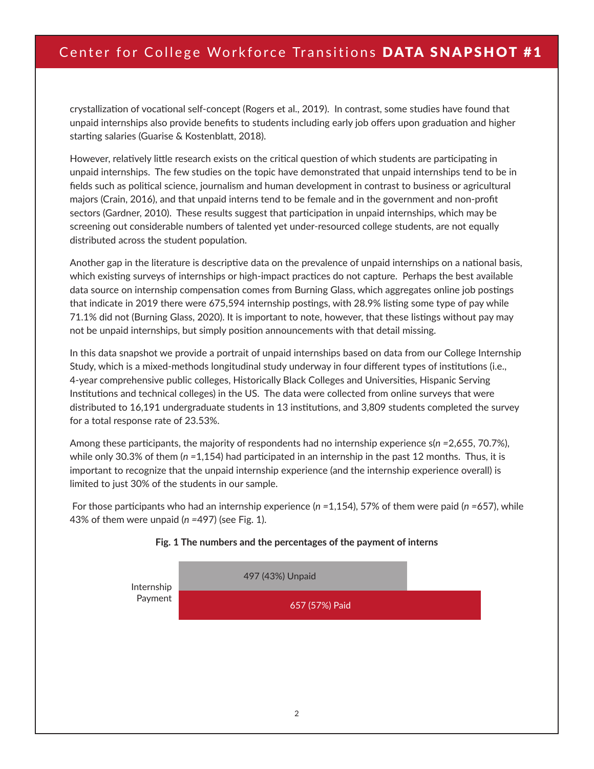crystallization of vocational self-concept (Rogers et al., 2019). In contrast, some studies have found that unpaid internships also provide benefits to students including early job offers upon graduation and higher starting salaries (Guarise & Kostenblatt, 2018).

However, relatively little research exists on the critical question of which students are participating in unpaid internships. The few studies on the topic have demonstrated that unpaid internships tend to be in fields such as political science, journalism and human development in contrast to business or agricultural majors (Crain, 2016), and that unpaid interns tend to be female and in the government and non-profit sectors (Gardner, 2010). These results suggest that participation in unpaid internships, which may be screening out considerable numbers of talented yet under-resourced college students, are not equally distributed across the student population.

Another gap in the literature is descriptive data on the prevalence of unpaid internships on a national basis, which existing surveys of internships or high-impact practices do not capture. Perhaps the best available data source on internship compensation comes from Burning Glass, which aggregates online job postings that indicate in 2019 there were 675,594 internship postings, with 28.9% listing some type of pay while 71.1% did not (Burning Glass, 2020). It is important to note, however, that these listings without pay may not be unpaid internships, but simply position announcements with that detail missing.

In this data snapshot we provide a portrait of unpaid internships based on data from our College Internship Study, which is a mixed-methods longitudinal study underway in four different types of institutions (i.e., 4-year comprehensive public colleges, Historically Black Colleges and Universities, Hispanic Serving Institutions and technical colleges) in the US. The data were collected from online surveys that were distributed to 16,191 undergraduate students in 13 institutions, and 3,809 students completed the survey for a total response rate of 23.53%.

Among these participants, the majority of respondents had no internship experience s(*n* =2,655, 70.7%), while only 30.3% of them (*n* =1,154) had participated in an internship in the past 12 months. Thus, it is important to recognize that the unpaid internship experience (and the internship experience overall) is limited to just 30% of the students in our sample.

For those participants who had an internship experience (*n* =1,154), 57% of them were paid (*n* =657), while 43% of them were unpaid (*n* =497) (see Fig. 1).

**Fig. 1 The numbers and the percentages of the payment of interns**

| Internship Payment | |
|---|---|
| Unpaid | 497 (43%) |
| Paid | 657 (57%) |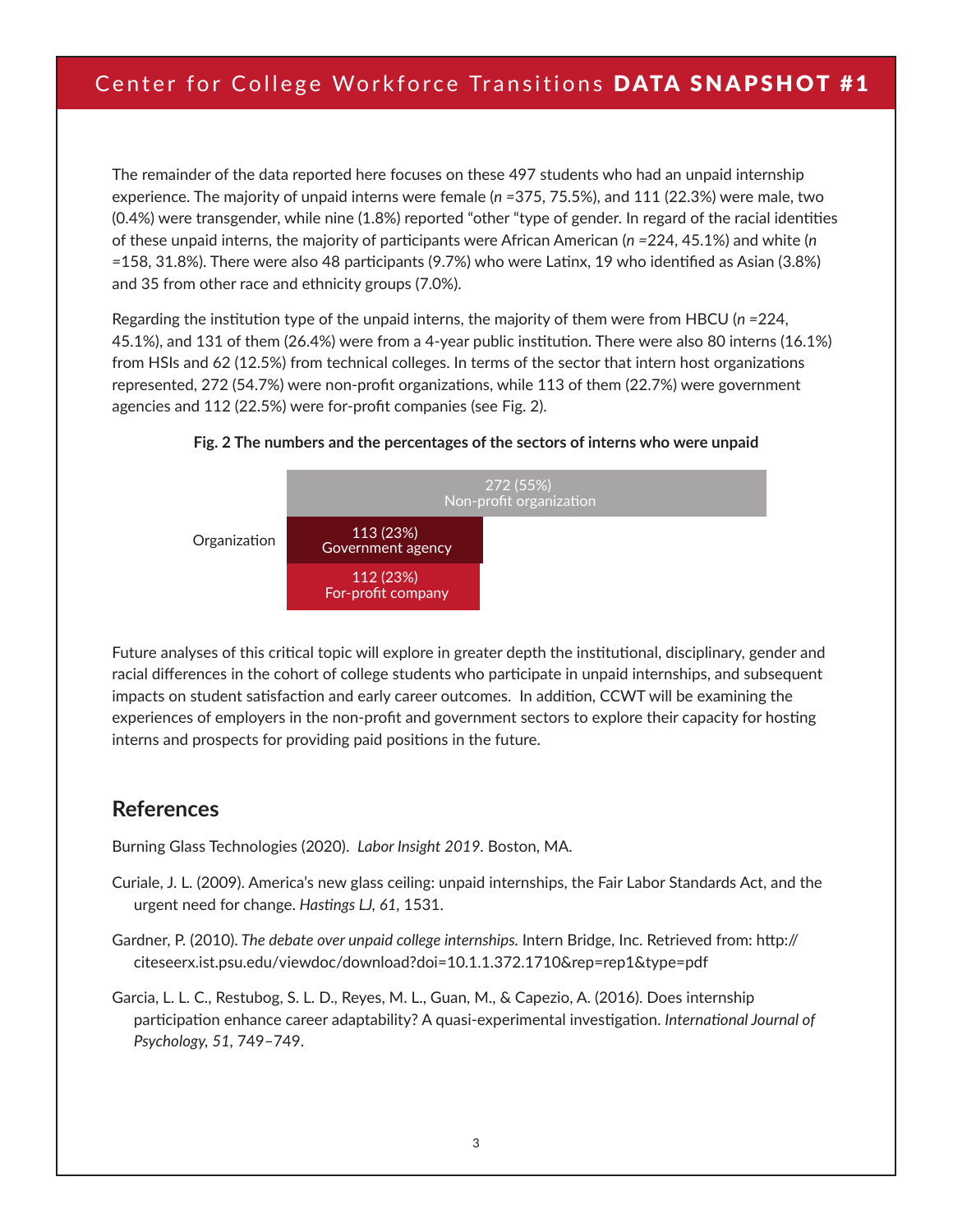The remainder of the data reported here focuses on these 497 students who had an unpaid internship experience. The majority of unpaid interns were female (*n* =375, 75.5%), and 111 (22.3%) were male, two (0.4%) were transgender, while nine (1.8%) reported "other "type of gender. In regard of the racial identities of these unpaid interns, the majority of participants were African American (*n* =224, 45.1%) and white (*n* =158, 31.8%). There were also 48 participants (9.7%) who were Latinx, 19 who identified as Asian (3.8%) and 35 from other race and ethnicity groups (7.0%).

Regarding the institution type of the unpaid interns, the majority of them were from HBCU (*n* =224, 45.1%), and 131 of them (26.4%) were from a 4-year public institution. There were also 80 interns (16.1%) from HSIs and 62 (12.5%) from technical colleges. In terms of the sector that intern host organizations represented, 272 (54.7%) were non-profit organizations, while 113 of them (22.7%) were government agencies and 112 (22.5%) were for-profit companies (see Fig. 2).

**Fig. 2 The numbers and the percentages of the sectors of interns who were unpaid**

| Organization | Count (%) |
|---|---|
| Non-profit organization | 272 (55%) |
| Government agency | 113 (23%) |
| For-profit company | 112 (23%) |

Future analyses of this critical topic will explore in greater depth the institutional, disciplinary, gender and racial differences in the cohort of college students who participate in unpaid internships, and subsequent impacts on student satisfaction and early career outcomes. In addition, CCWT will be examining the experiences of employers in the non-profit and government sectors to explore their capacity for hosting interns and prospects for providing paid positions in the future.

## References

Burning Glass Technologies (2020). *Labor Insight 2019*. Boston, MA.

Curiale, J. L. (2009). America's new glass ceiling: unpaid internships, the Fair Labor Standards Act, and the urgent need for change. *Hastings LJ*, *61*, 1531.

Gardner, P. (2010). *The debate over unpaid college internships.* Intern Bridge, Inc. Retrieved from: http://citeseerx.ist.psu.edu/viewdoc/download?doi=10.1.1.372.1710&rep=rep1&type=pdf

Garcia, L. L. C., Restubog, S. L. D., Reyes, M. L., Guan, M., & Capezio, A. (2016). Does internship participation enhance career adaptability? A quasi-experimental investigation. *International Journal of Psychology*, *51*, 749–749.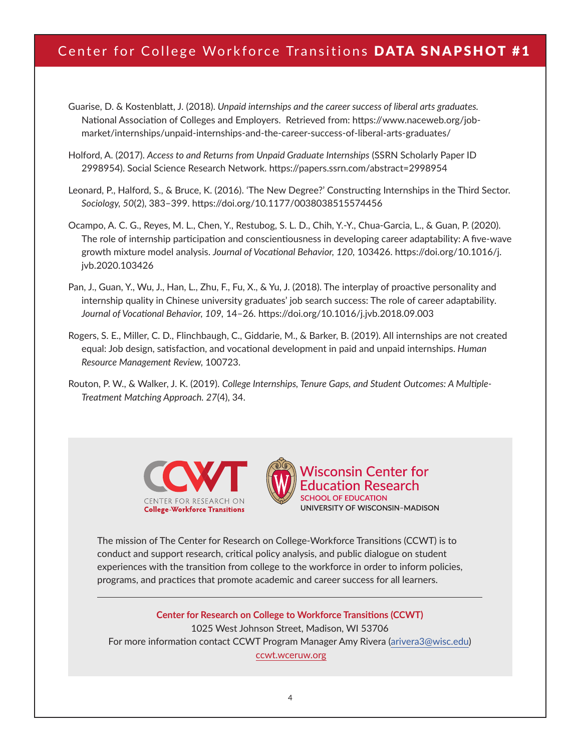Guarise, D. & Kostenblatt, J. (2018). *Unpaid internships and the career success of liberal arts graduates.* National Association of Colleges and Employers. Retrieved from: https://www.naceweb.org/job-market/internships/unpaid-internships-and-the-career-success-of-liberal-arts-graduates/

Holford, A. (2017). *Access to and Returns from Unpaid Graduate Internships* (SSRN Scholarly Paper ID 2998954). Social Science Research Network. https://papers.ssrn.com/abstract=2998954

Leonard, P., Halford, S., & Bruce, K. (2016). 'The New Degree?' Constructing Internships in the Third Sector. *Sociology, 50*(2), 383–399. https://doi.org/10.1177/0038038515574456

Ocampo, A. C. G., Reyes, M. L., Chen, Y., Restubog, S. L. D., Chih, Y.-Y., Chua-Garcia, L., & Guan, P. (2020). The role of internship participation and conscientiousness in developing career adaptability: A five-wave growth mixture model analysis. *Journal of Vocational Behavior, 120*, 103426. https://doi.org/10.1016/j.jvb.2020.103426

Pan, J., Guan, Y., Wu, J., Han, L., Zhu, F., Fu, X., & Yu, J. (2018). The interplay of proactive personality and internship quality in Chinese university graduates' job search success: The role of career adaptability. *Journal of Vocational Behavior, 109*, 14–26. https://doi.org/10.1016/j.jvb.2018.09.003

Rogers, S. E., Miller, C. D., Flinchbaugh, C., Giddarie, M., & Barker, B. (2019). All internships are not created equal: Job design, satisfaction, and vocational development in paid and unpaid internships. *Human Resource Management Review*, 100723.

Routon, P. W., & Walker, J. K. (2019). *College Internships, Tenure Gaps, and Student Outcomes: A Multiple-Treatment Matching Approach. 27*(4), 34.

CCWT
CENTER FOR RESEARCH ON
**College-Workforce Transitions**

Wisconsin Center for Education Research
SCHOOL OF EDUCATION
UNIVERSITY OF WISCONSIN–MADISON

The mission of The Center for Research on College-Workforce Transitions (CCWT) is to conduct and support research, critical policy analysis, and public dialogue on student experiences with the transition from college to the workforce in order to inform policies, programs, and practices that promote academic and career success for all learners.

---

**Center for Research on College to Workforce Transitions (CCWT)**
1025 West Johnson Street, Madison, WI 53706
For more information contact CCWT Program Manager Amy Rivera (arivera3@wisc.edu)
ccwt.wceruw.org